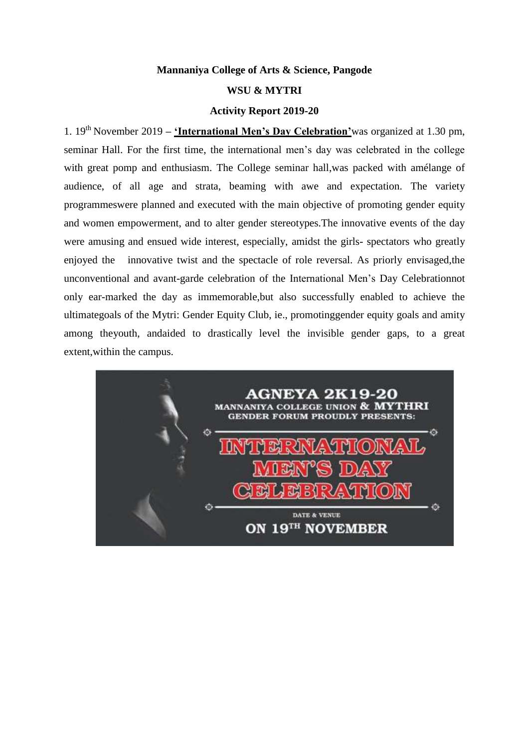**Mannaniya College of Arts & Science, Pangode**

**WSU & MYTRI**

**Activity Report 2019-20**

1. 19th November 2019 – **'International Men's Day Celebration'**was organized at 1.30 pm, seminar Hall. For the first time, the international men's day was celebrated in the college with great pomp and enthusiasm. The College seminar hall,was packed with amélange of audience, of all age and strata, beaming with awe and expectation. The variety programmeswere planned and executed with the main objective of promoting gender equity and women empowerment, and to alter gender stereotypes.The innovative events of the day were amusing and ensued wide interest, especially, amidst the girls- spectators who greatly enjoyed the innovative twist and the spectacle of role reversal. As priorly envisaged,the unconventional and avant-garde celebration of the International Men's Day Celebrationnot only ear-marked the day as immemorable,but also successfully enabled to achieve the ultimategoals of the Mytri: Gender Equity Club, ie., promotinggender equity goals and amity among theyouth, andaided to drastically level the invisible gender gaps, to a great extent,within the campus.

AGNEYA 2K19-20
MANNANIYA COLLEGE UNION & MYTHRI GENDER FORUM PROUDLY PRESENTS:
INTERNATIONAL MEN'S DAY CELEBRATION
DATE & VENUE
ON 19TH NOVEMBER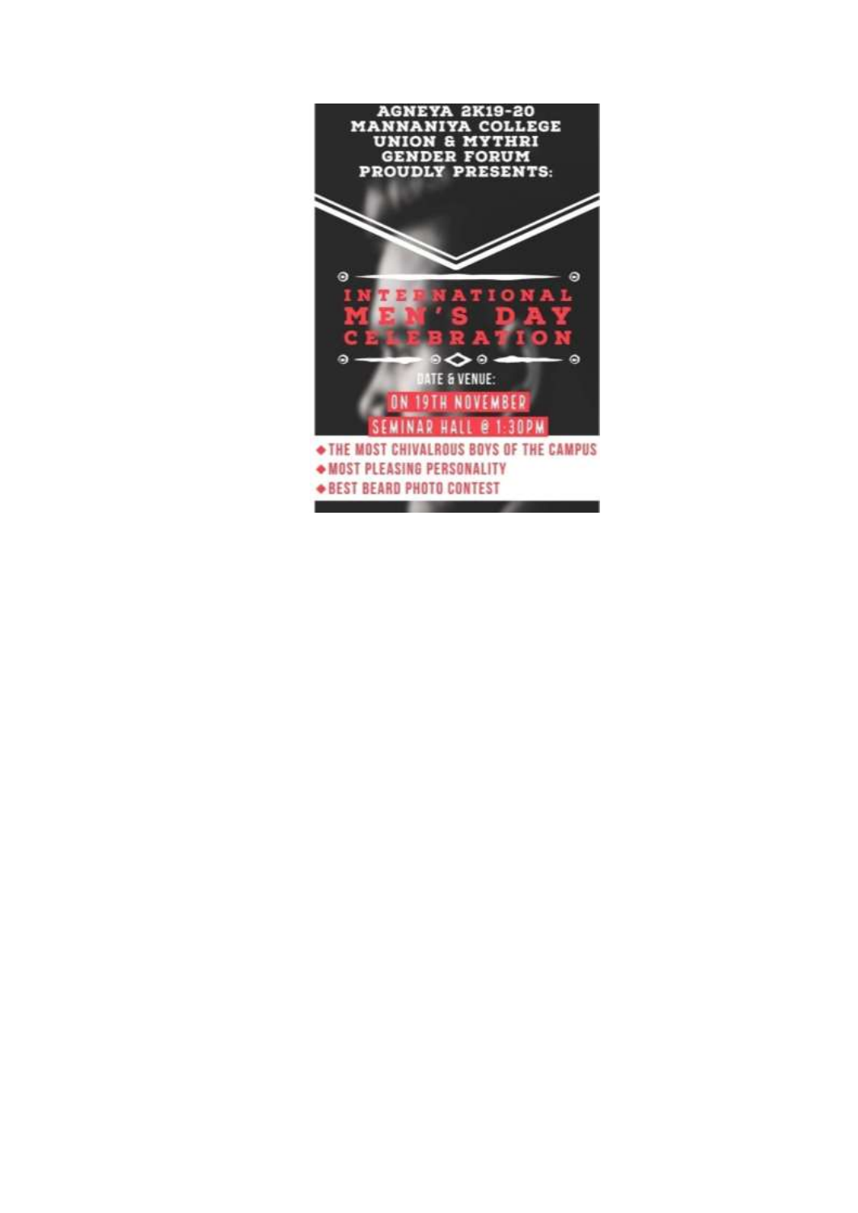AGNEYA 2K19-20
MANNANIYA COLLEGE
UNION & MYTHRI
GENDER FORUM
PROUDLY PRESENTS:

# INTERNATIONAL MEN'S DAY CELEBRATION

DATE & VENUE:

ON 19TH NOVEMBER

SEMINAR HALL @ 1:30PM

- THE MOST CHIVALROUS BOYS OF THE CAMPUS
- MOST PLEASING PERSONALITY
- BEST BEARD PHOTO CONTEST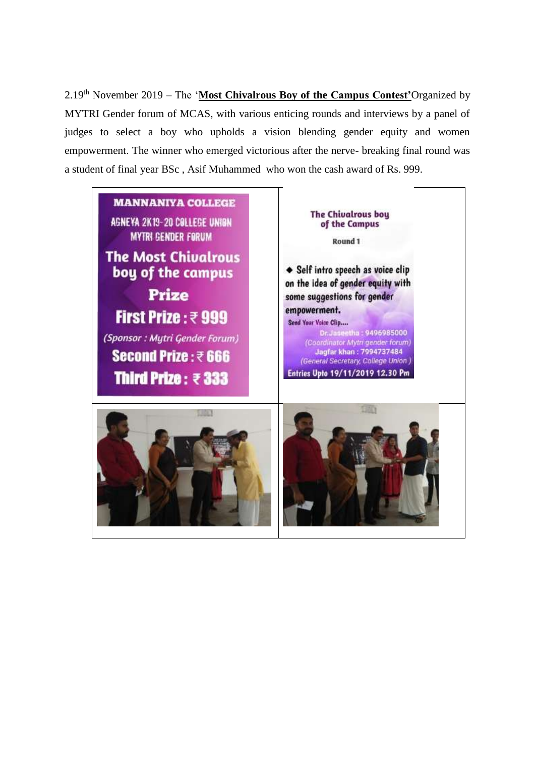2.19th November 2019 – The '**Most Chivalrous Boy of the Campus Contest'** Organized by MYTRI Gender forum of MCAS, with various enticing rounds and interviews by a panel of judges to select a boy who upholds a vision blending gender equity and women empowerment. The winner who emerged victorious after the nerve- breaking final round was a student of final year BSc , Asif Muhammed who won the cash award of Rs. 999.

| | |
|---|---|
| MANNANIYA COLLEGE<br>AGNEYA 2K19-20 COLLEGE UNION<br>MYTRI GENDER FORUM<br>The Most Chivalrous boy of the campus<br>Prize<br>First Prize : ₹ 999<br>(Sponsor : Mytri Gender Forum)<br>Second Prize : ₹ 666<br>Third Prize : ₹ 333 | The Chivalrous boy of the Campus<br>Round 1<br>◆ Self intro speech as voice clip on the idea of gender equity with some suggestions for gender empowerment.<br>Send Your Voice Clip....<br>Dr.Jaseetha : 9496985000<br>(Coordinator Mytri gender forum)<br>Jagfar khan : 7994737484<br>(General Secretary, College Union )<br>Entries Upto 19/11/2019 12.30 Pm |
| | |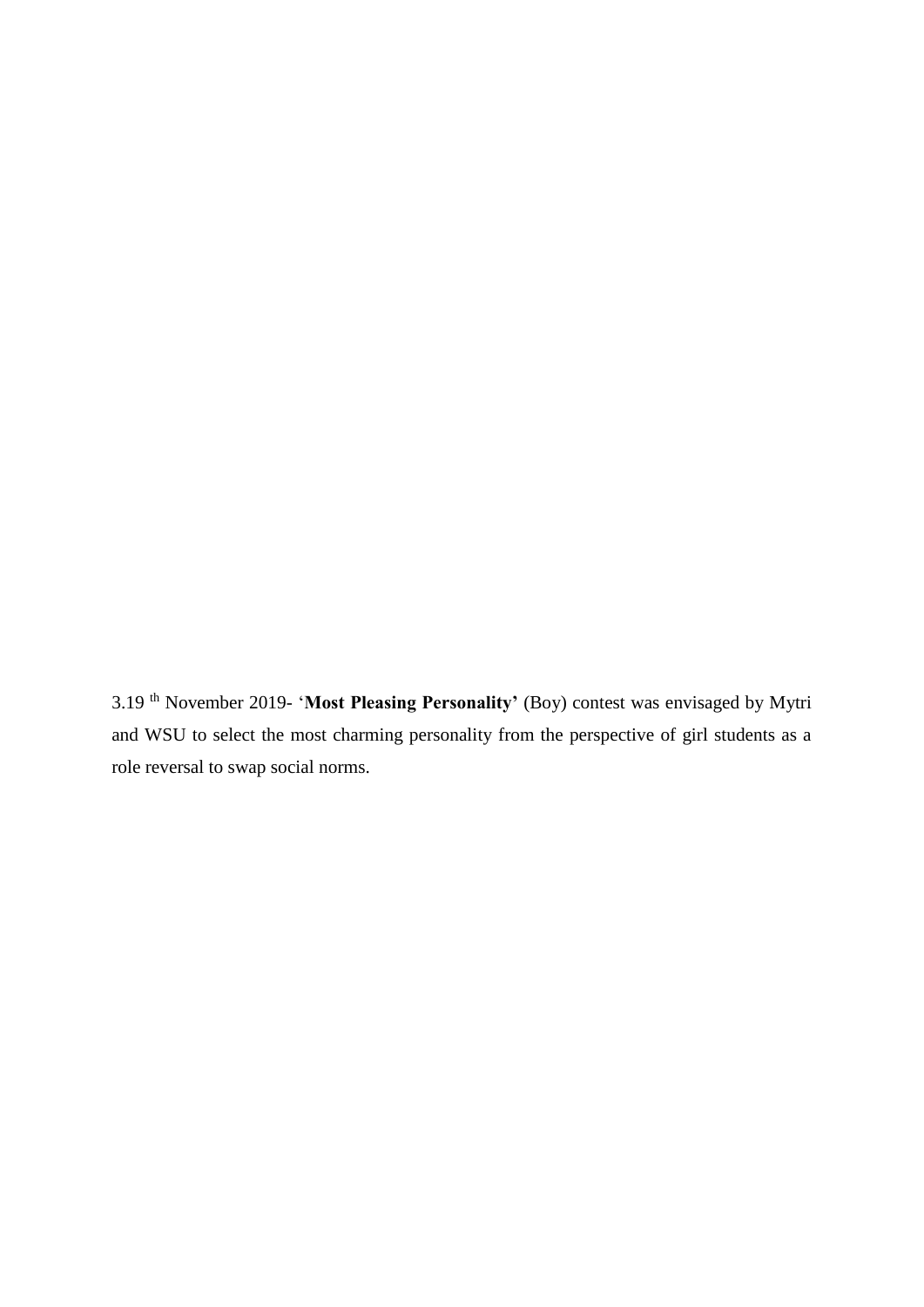3.19 th November 2019- '**Most Pleasing Personality'** (Boy) contest was envisaged by Mytri and WSU to select the most charming personality from the perspective of girl students as a role reversal to swap social norms.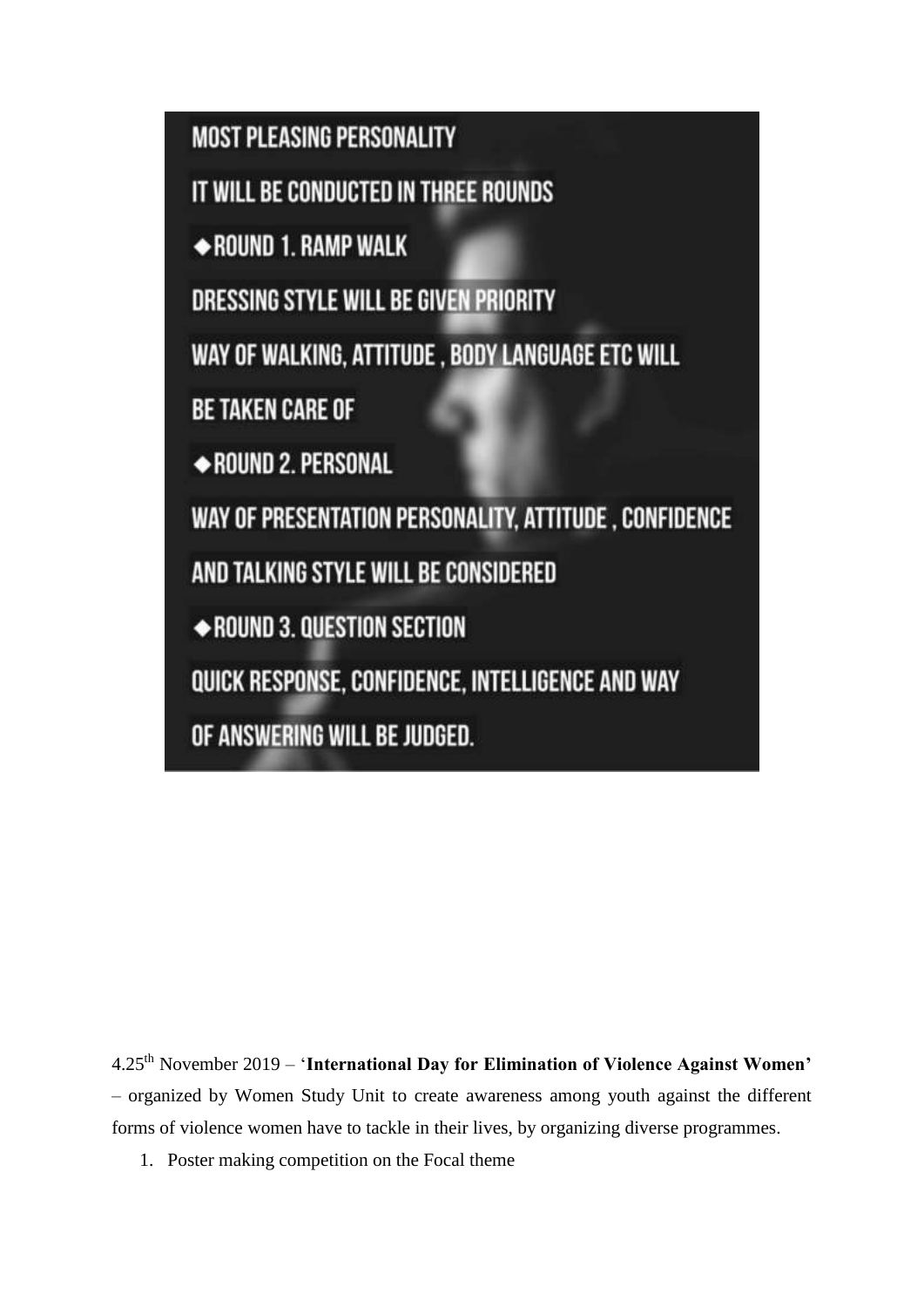MOST PLEASING PERSONALITY

IT WILL BE CONDUCTED IN THREE ROUNDS

◆ROUND 1. RAMP WALK

DRESSING STYLE WILL BE GIVEN PRIORITY

WAY OF WALKING, ATTITUDE , BODY LANGUAGE ETC WILL BE TAKEN CARE OF

◆ROUND 2. PERSONAL

WAY OF PRESENTATION PERSONALITY, ATTITUDE , CONFIDENCE AND TALKING STYLE WILL BE CONSIDERED

◆ROUND 3. QUESTION SECTION

QUICK RESPONSE, CONFIDENCE, INTELLIGENCE AND WAY OF ANSWERING WILL BE JUDGED.

4.25th November 2019 – '**International Day for Elimination of Violence Against Women'** – organized by Women Study Unit to create awareness among youth against the different forms of violence women have to tackle in their lives, by organizing diverse programmes.

1. Poster making competition on the Focal theme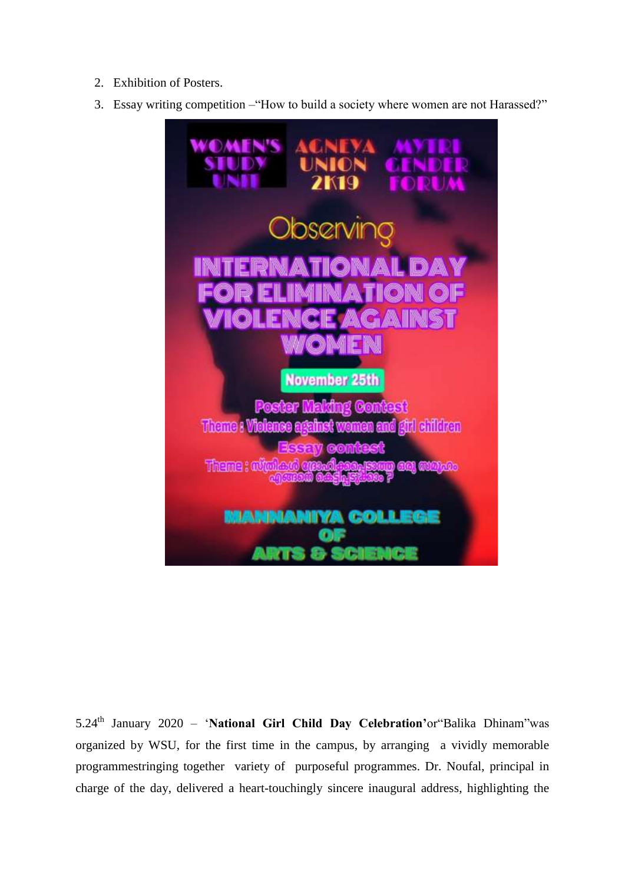2. Exhibition of Posters.
3. Essay writing competition –"How to build a society where women are not Harassed?"

5.24th January 2020 – '**National Girl Child Day Celebration'**or"Balika Dhinam"was organized by WSU, for the first time in the campus, by arranging a vividly memorable programmestringing together variety of purposeful programmes. Dr. Noufal, principal in charge of the day, delivered a heart-touchingly sincere inaugural address, highlighting the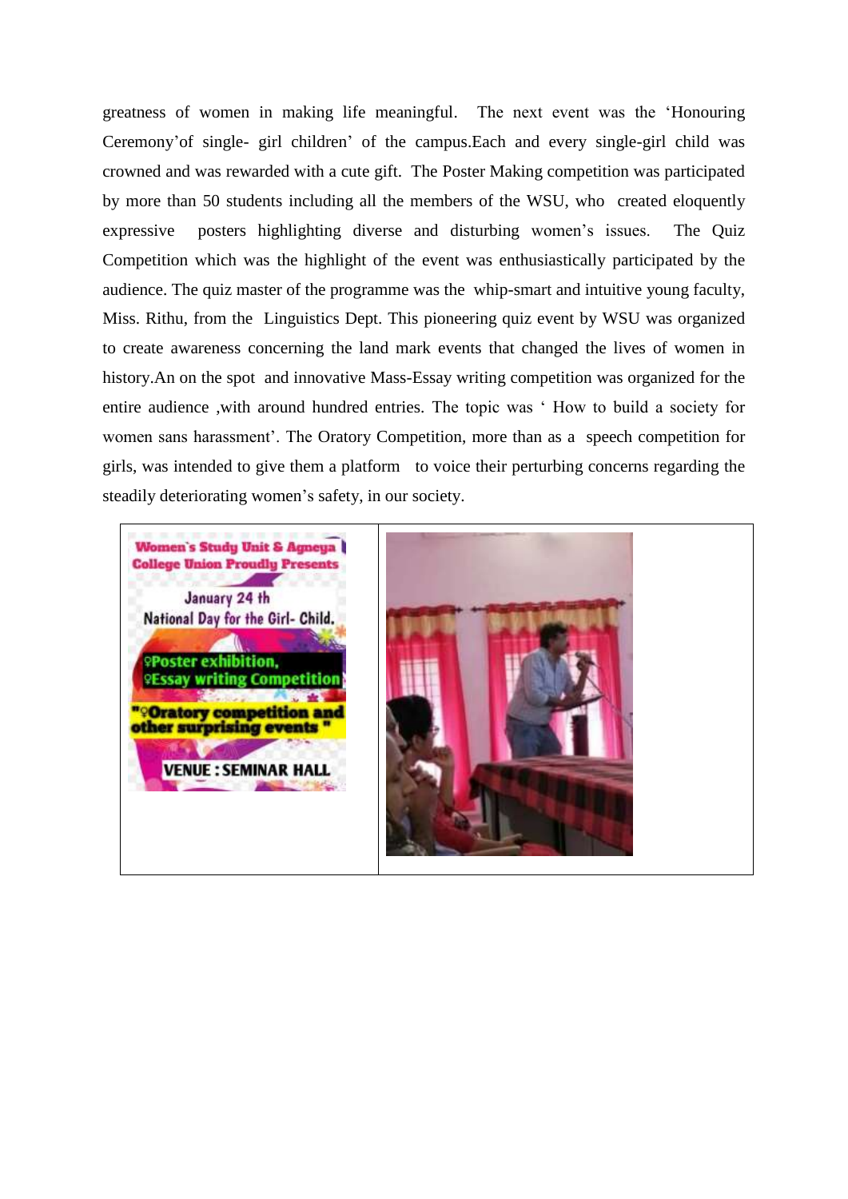greatness of women in making life meaningful. The next event was the 'Honouring Ceremony'of single- girl children' of the campus.Each and every single-girl child was crowned and was rewarded with a cute gift. The Poster Making competition was participated by more than 50 students including all the members of the WSU, who created eloquently expressive posters highlighting diverse and disturbing women's issues. The Quiz Competition which was the highlight of the event was enthusiastically participated by the audience. The quiz master of the programme was the whip-smart and intuitive young faculty, Miss. Rithu, from the Linguistics Dept. This pioneering quiz event by WSU was organized to create awareness concerning the land mark events that changed the lives of women in history.An on the spot and innovative Mass-Essay writing competition was organized for the entire audience ,with around hundred entries. The topic was ' How to build a society for women sans harassment'. The Oratory Competition, more than as a speech competition for girls, was intended to give them a platform to voice their perturbing concerns regarding the steadily deteriorating women's safety, in our society.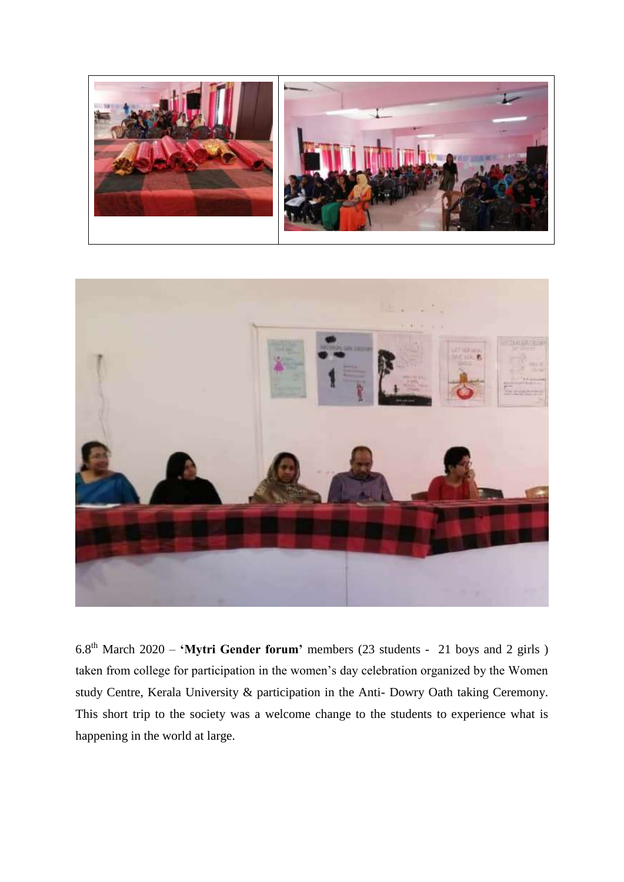6.8th March 2020 – **'Mytri Gender forum'** members (23 students - 21 boys and 2 girls ) taken from college for participation in the women's day celebration organized by the Women study Centre, Kerala University & participation in the Anti- Dowry Oath taking Ceremony. This short trip to the society was a welcome change to the students to experience what is happening in the world at large.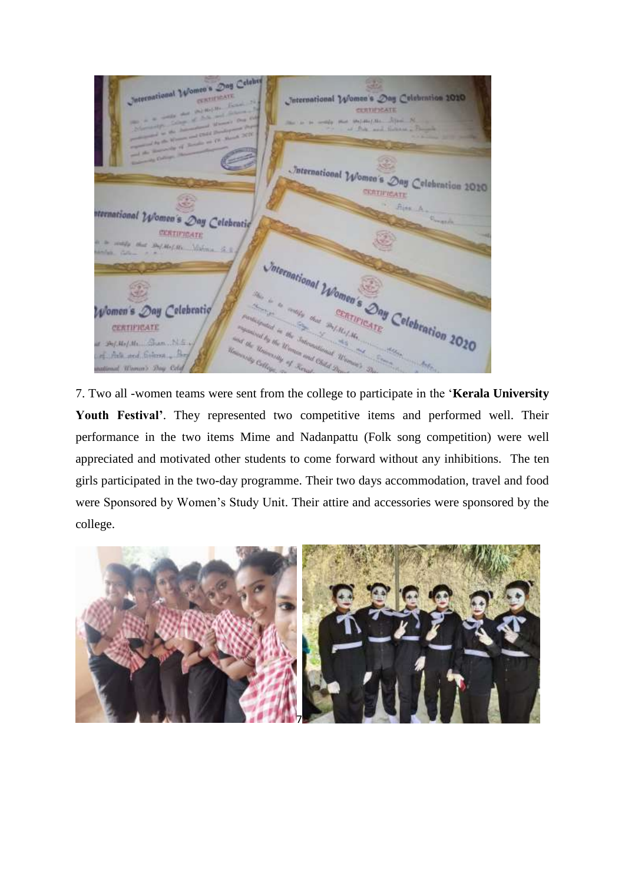7. Two all -women teams were sent from the college to participate in the '**Kerala University Youth Festival'**. They represented two competitive items and performed well. Their performance in the two items Mime and Nadanpattu (Folk song competition) were well appreciated and motivated other students to come forward without any inhibitions. The ten girls participated in the two-day programme. Their two days accommodation, travel and food were Sponsored by Women's Study Unit. Their attire and accessories were sponsored by the college.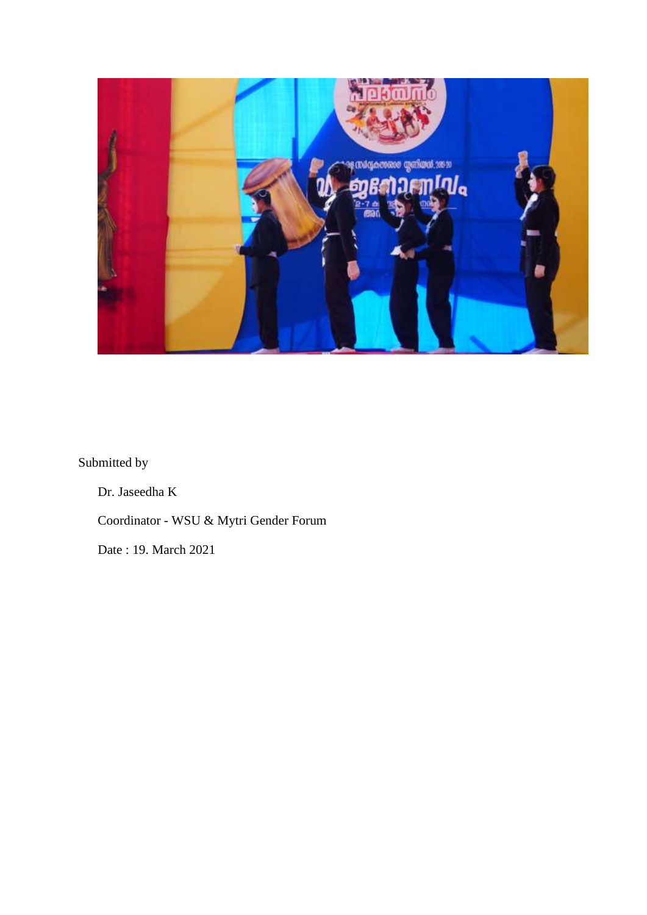Submitted by

Dr. Jaseedha K

Coordinator - WSU & Mytri Gender Forum

Date : 19. March 2021